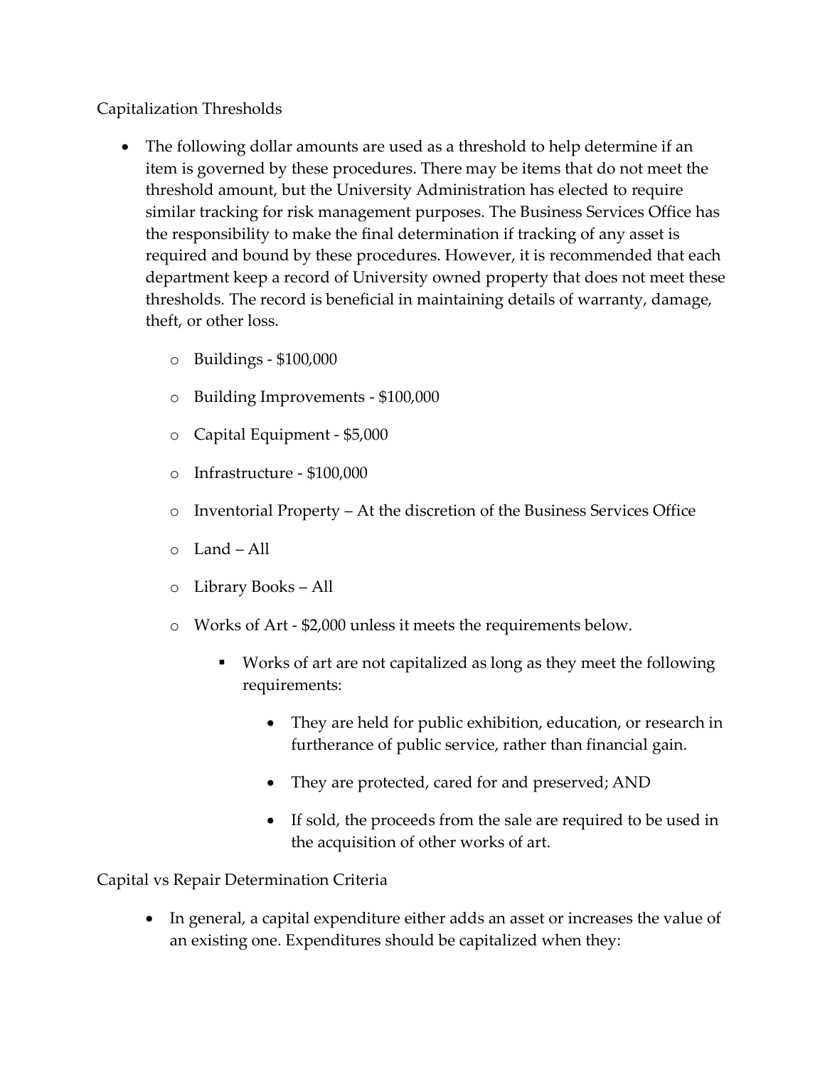## Capitalization Thresholds

- The following dollar amounts are used as a threshold to help determine if an item is governed by these procedures. There may be items that do not meet the threshold amount, but the University Administration has elected to require similar tracking for risk management purposes. The Business Services Office has the responsibility to make the final determination if tracking of any asset is required and bound by these procedures. However, it is recommended that each department keep a record of University owned property that does not meet these thresholds. The record is beneficial in maintaining details of warranty, damage, theft, or other loss.
    - Buildings - $100,000
    - Building Improvements - $100,000
    - Capital Equipment - $5,000
    - Infrastructure - $100,000
    - Inventorial Property – At the discretion of the Business Services Office
    - Land – All
    - Library Books – All
    - Works of Art - $2,000 unless it meets the requirements below.
        - Works of art are not capitalized as long as they meet the following requirements:
            - They are held for public exhibition, education, or research in furtherance of public service, rather than financial gain.
            - They are protected, cared for and preserved; AND
            - If sold, the proceeds from the sale are required to be used in the acquisition of other works of art.

## Capital vs Repair Determination Criteria

- In general, a capital expenditure either adds an asset or increases the value of an existing one. Expenditures should be capitalized when they: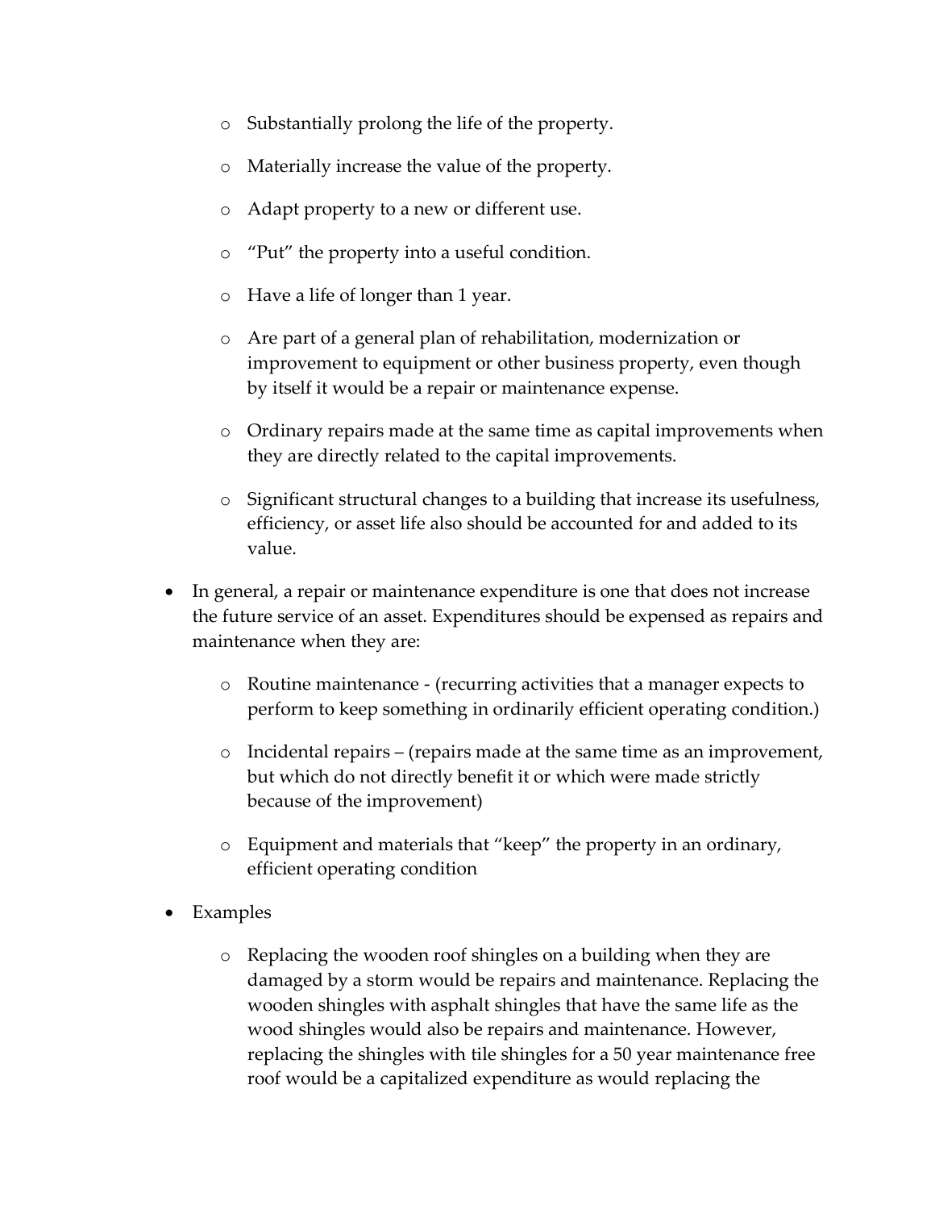- Substantially prolong the life of the property.
  - Materially increase the value of the property.
  - Adapt property to a new or different use.
  - "Put" the property into a useful condition.
  - Have a life of longer than 1 year.
  - Are part of a general plan of rehabilitation, modernization or improvement to equipment or other business property, even though by itself it would be a repair or maintenance expense.
  - Ordinary repairs made at the same time as capital improvements when they are directly related to the capital improvements.
  - Significant structural changes to a building that increase its usefulness, efficiency, or asset life also should be accounted for and added to its value.

- In general, a repair or maintenance expenditure is one that does not increase the future service of an asset. Expenditures should be expensed as repairs and maintenance when they are:
  - Routine maintenance - (recurring activities that a manager expects to perform to keep something in ordinarily efficient operating condition.)
  - Incidental repairs – (repairs made at the same time as an improvement, but which do not directly benefit it or which were made strictly because of the improvement)
  - Equipment and materials that "keep" the property in an ordinary, efficient operating condition

- Examples
  - Replacing the wooden roof shingles on a building when they are damaged by a storm would be repairs and maintenance. Replacing the wooden shingles with asphalt shingles that have the same life as the wood shingles would also be repairs and maintenance. However, replacing the shingles with tile shingles for a 50 year maintenance free roof would be a capitalized expenditure as would replacing the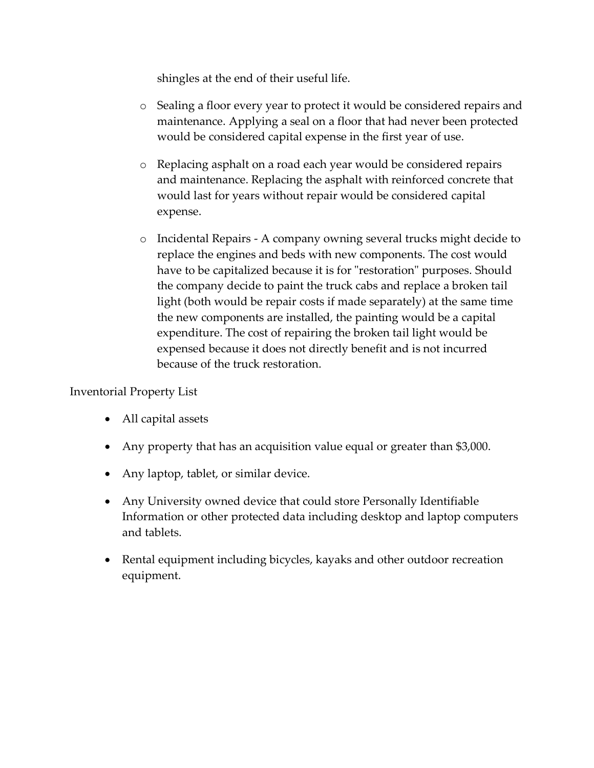shingles at the end of their useful life.

- Sealing a floor every year to protect it would be considered repairs and maintenance. Applying a seal on a floor that had never been protected would be considered capital expense in the first year of use.

- Replacing asphalt on a road each year would be considered repairs and maintenance. Replacing the asphalt with reinforced concrete that would last for years without repair would be considered capital expense.

- Incidental Repairs - A company owning several trucks might decide to replace the engines and beds with new components. The cost would have to be capitalized because it is for "restoration" purposes. Should the company decide to paint the truck cabs and replace a broken tail light (both would be repair costs if made separately) at the same time the new components are installed, the painting would be a capital expenditure. The cost of repairing the broken tail light would be expensed because it does not directly benefit and is not incurred because of the truck restoration.

Inventorial Property List

- All capital assets
- Any property that has an acquisition value equal or greater than $3,000.
- Any laptop, tablet, or similar device.
- Any University owned device that could store Personally Identifiable Information or other protected data including desktop and laptop computers and tablets.
- Rental equipment including bicycles, kayaks and other outdoor recreation equipment.